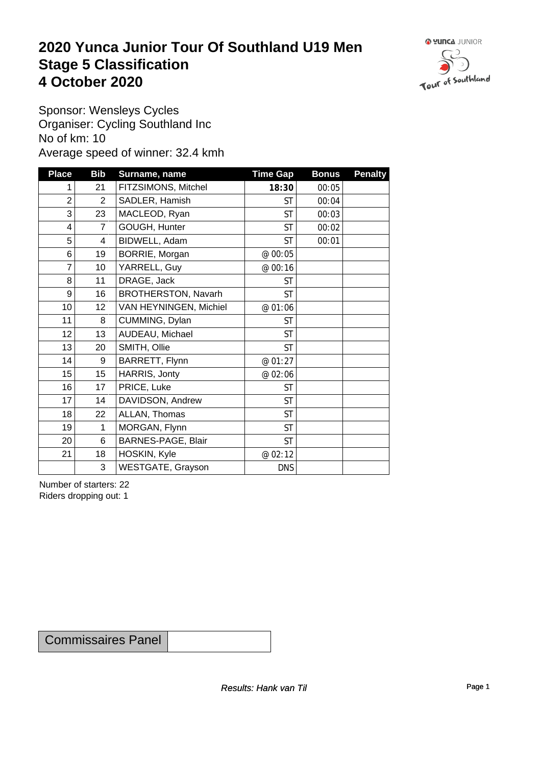# 2020 Yunca Junior Tour Of Southland U19 Men
# Stage 5 Classification
# 4 October 2020

Sponsor: Wensleys Cycles
Organiser: Cycling Southland Inc
No of km: 10
Average speed of winner: 32.4 kmh

| Place | Bib | Surname, name | Time Gap | Bonus | Penalty |
|---|---|---|---|---|---|
| 1 | 21 | FITZSIMONS, Mitchel | **18:30** | 00:05 | |
| 2 | 2 | SADLER, Hamish | ST | 00:04 | |
| 3 | 23 | MACLEOD, Ryan | ST | 00:03 | |
| 4 | 7 | GOUGH, Hunter | ST | 00:02 | |
| 5 | 4 | BIDWELL, Adam | ST | 00:01 | |
| 6 | 19 | BORRIE, Morgan | @ 00:05 | | |
| 7 | 10 | YARRELL, Guy | @ 00:16 | | |
| 8 | 11 | DRAGE, Jack | ST | | |
| 9 | 16 | BROTHERSTON, Navarh | ST | | |
| 10 | 12 | VAN HEYNINGEN, Michiel | @ 01:06 | | |
| 11 | 8 | CUMMING, Dylan | ST | | |
| 12 | 13 | AUDEAU, Michael | ST | | |
| 13 | 20 | SMITH, Ollie | ST | | |
| 14 | 9 | BARRETT, Flynn | @ 01:27 | | |
| 15 | 15 | HARRIS, Jonty | @ 02:06 | | |
| 16 | 17 | PRICE, Luke | ST | | |
| 17 | 14 | DAVIDSON, Andrew | ST | | |
| 18 | 22 | ALLAN, Thomas | ST | | |
| 19 | 1 | MORGAN, Flynn | ST | | |
| 20 | 6 | BARNES-PAGE, Blair | ST | | |
| 21 | 18 | HOSKIN, Kyle | @ 02:12 | | |
| | 3 | WESTGATE, Grayson | DNS | | |

Number of starters: 22
Riders dropping out: 1

| Commissaires Panel | |
|---|---|

*Results: Hank van Til*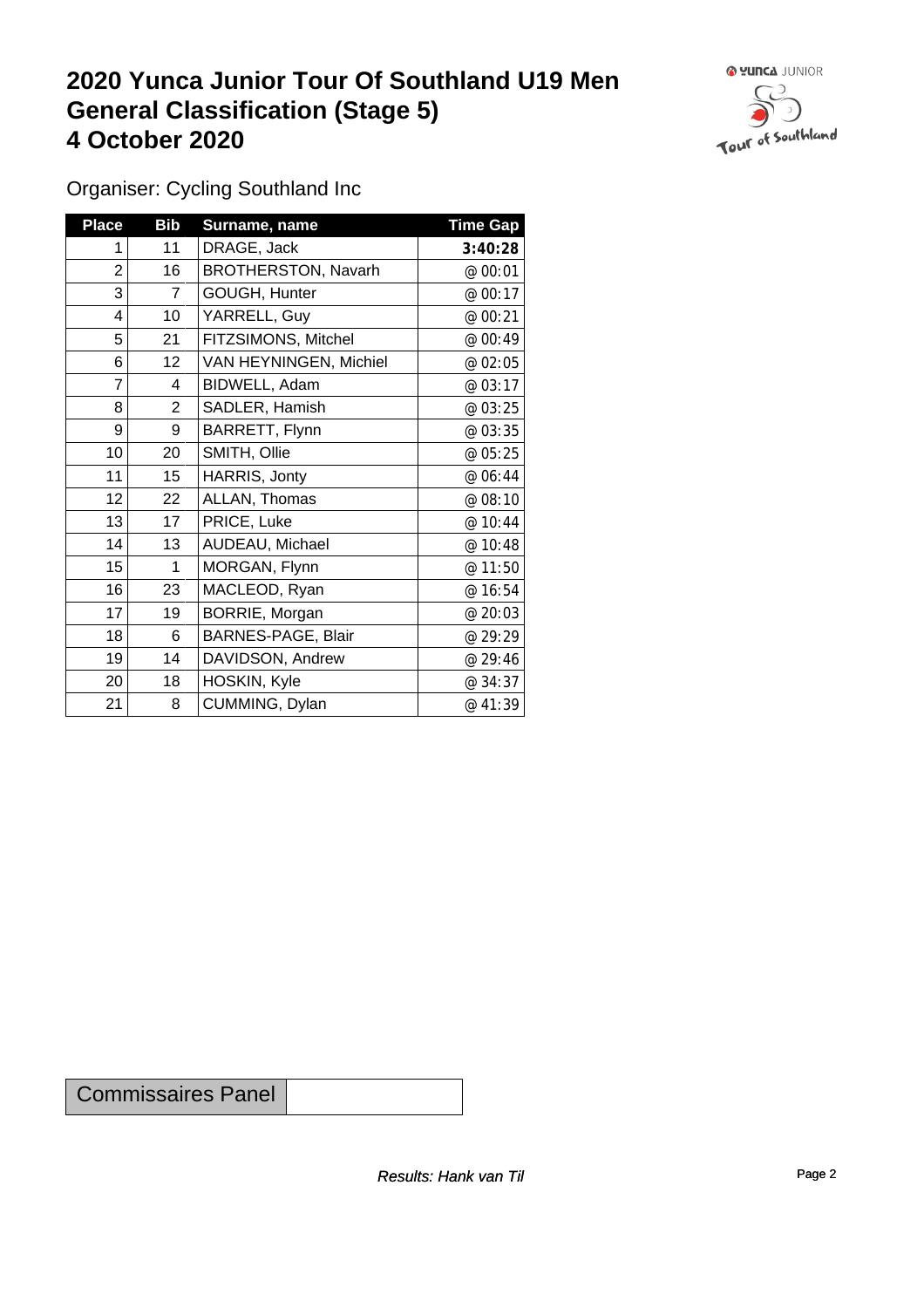# 2020 Yunca Junior Tour Of Southland U19 Men
# General Classification (Stage 5)
# 4 October 2020

Organiser: Cycling Southland Inc

| Place | Bib | Surname, name | Time Gap |
|---|---|---|---|
| 1 | 11 | DRAGE, Jack | **3:40:28** |
| 2 | 16 | BROTHERSTON, Navarh | @ 00:01 |
| 3 | 7 | GOUGH, Hunter | @ 00:17 |
| 4 | 10 | YARRELL, Guy | @ 00:21 |
| 5 | 21 | FITZSIMONS, Mitchel | @ 00:49 |
| 6 | 12 | VAN HEYNINGEN, Michiel | @ 02:05 |
| 7 | 4 | BIDWELL, Adam | @ 03:17 |
| 8 | 2 | SADLER, Hamish | @ 03:25 |
| 9 | 9 | BARRETT, Flynn | @ 03:35 |
| 10 | 20 | SMITH, Ollie | @ 05:25 |
| 11 | 15 | HARRIS, Jonty | @ 06:44 |
| 12 | 22 | ALLAN, Thomas | @ 08:10 |
| 13 | 17 | PRICE, Luke | @ 10:44 |
| 14 | 13 | AUDEAU, Michael | @ 10:48 |
| 15 | 1 | MORGAN, Flynn | @ 11:50 |
| 16 | 23 | MACLEOD, Ryan | @ 16:54 |
| 17 | 19 | BORRIE, Morgan | @ 20:03 |
| 18 | 6 | BARNES-PAGE, Blair | @ 29:29 |
| 19 | 14 | DAVIDSON, Andrew | @ 29:46 |
| 20 | 18 | HOSKIN, Kyle | @ 34:37 |
| 21 | 8 | CUMMING, Dylan | @ 41:39 |

| Commissaires Panel | |
|---|---|

*Results: Hank van Til*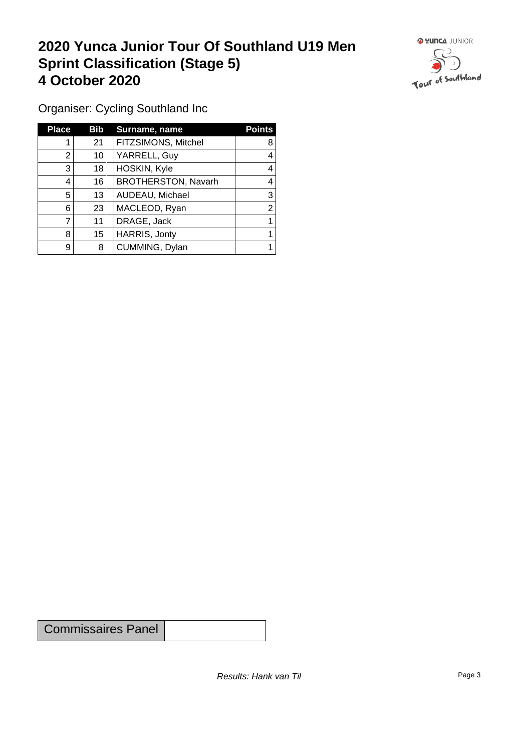# 2020 Yunca Junior Tour Of Southland U19 Men
# Sprint Classification (Stage 5)
# 4 October 2020

Organiser: Cycling Southland Inc

| Place | Bib | Surname, name | Points |
|---|---|---|---|
| 1 | 21 | FITZSIMONS, Mitchel | 8 |
| 2 | 10 | YARRELL, Guy | 4 |
| 3 | 18 | HOSKIN, Kyle | 4 |
| 4 | 16 | BROTHERSTON, Navarh | 4 |
| 5 | 13 | AUDEAU, Michael | 3 |
| 6 | 23 | MACLEOD, Ryan | 2 |
| 7 | 11 | DRAGE, Jack | 1 |
| 8 | 15 | HARRIS, Jonty | 1 |
| 9 | 8 | CUMMING, Dylan | 1 |

| Commissaires Panel | |
|---|---|

*Results: Hank van Til*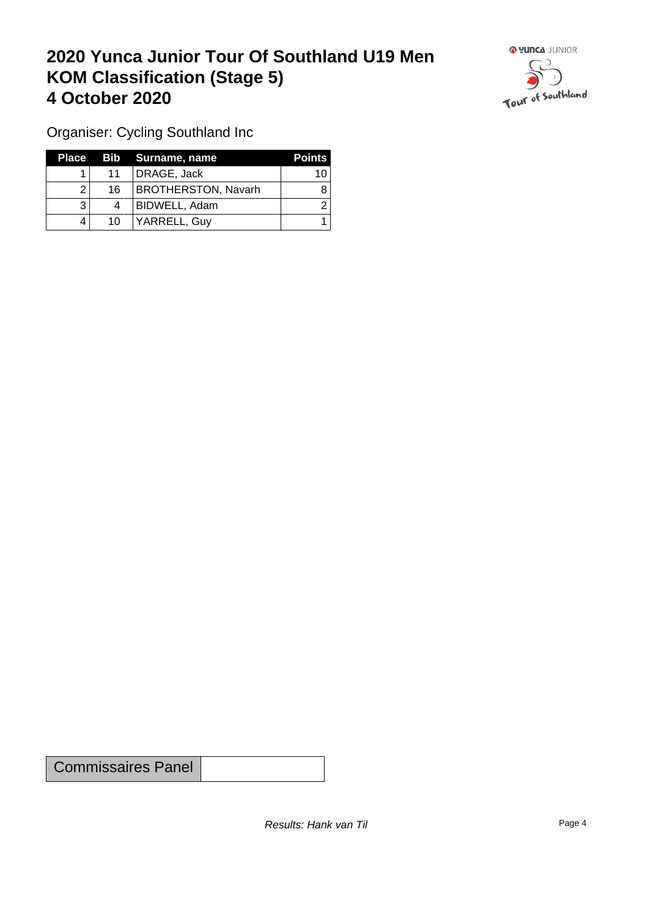# 2020 Yunca Junior Tour Of Southland U19 Men
# KOM Classification (Stage 5)
# 4 October 2020

Organiser: Cycling Southland Inc

| Place | Bib | Surname, name | Points |
|---|---|---|---|
| 1 | 11 | DRAGE, Jack | 10 |
| 2 | 16 | BROTHERSTON, Navarh | 8 |
| 3 | 4 | BIDWELL, Adam | 2 |
| 4 | 10 | YARRELL, Guy | 1 |

| Commissaires Panel | |
|---|---|

*Results: Hank van Til*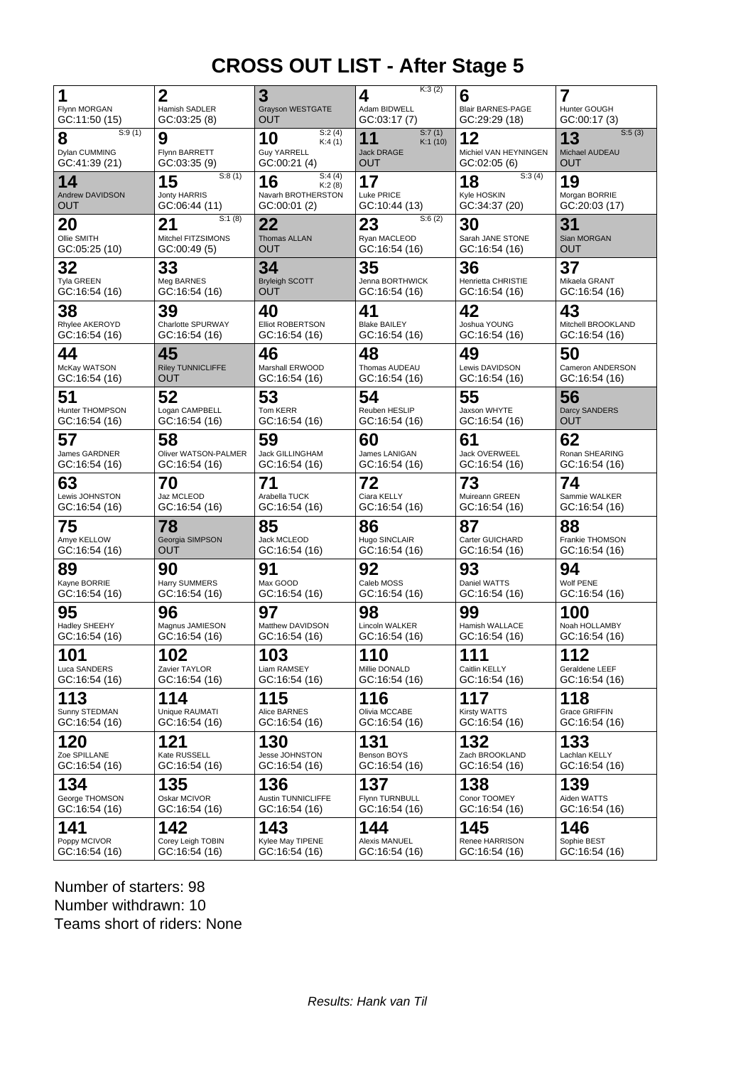# CROSS OUT LIST - After Stage 5

| | | | | | |
|---|---|---|---|---|---|
| **1** Flynn MORGAN GC:11:50 (15) | **2** Hamish SADLER GC:03:25 (8) | **3** Grayson WESTGATE OUT | **4** K:3 (2) Adam BIDWELL GC:03:17 (7) | **6** Blair BARNES-PAGE GC:29:29 (18) | **7** Hunter GOUGH GC:00:17 (3) |
| **8** S:9 (1) Dylan CUMMING GC:41:39 (21) | **9** Flynn BARRETT GC:03:35 (9) | **10** S:2 (4) K:4 (1) Guy YARRELL GC:00:21 (4) | **11** S:7 (1) K:1 (10) Jack DRAGE OUT | **12** Michiel VAN HEYNINGEN GC:02:05 (6) | **13** S:5 (3) Michael AUDEAU OUT |
| **14** Andrew DAVIDSON OUT | **15** S:8 (1) Jonty HARRIS GC:06:44 (11) | **16** S:4 (4) K:2 (8) Navarh BROTHERSTON GC:00:01 (2) | **17** Luke PRICE GC:10:44 (13) | **18** S:3 (4) Kyle HOSKIN GC:34:37 (20) | **19** Morgan BORRIE GC:20:03 (17) |
| **20** Ollie SMITH GC:05:25 (10) | **21** S:1 (8) Mitchel FITZSIMONS GC:00:49 (5) | **22** Thomas ALLAN OUT | **23** S:6 (2) Ryan MACLEOD GC:16:54 (16) | **30** Sarah JANE STONE GC:16:54 (16) | **31** Sian MORGAN OUT |
| **32** Tyla GREEN GC:16:54 (16) | **33** Meg BARNES GC:16:54 (16) | **34** Bryleigh SCOTT OUT | **35** Jenna BORTHWICK GC:16:54 (16) | **36** Henrietta CHRISTIE GC:16:54 (16) | **37** Mikaela GRANT GC:16:54 (16) |
| **38** Rhylee AKEROYD GC:16:54 (16) | **39** Charlotte SPURWAY GC:16:54 (16) | **40** Elliot ROBERTSON GC:16:54 (16) | **41** Blake BAILEY GC:16:54 (16) | **42** Joshua YOUNG GC:16:54 (16) | **43** Mitchell BROOKLAND GC:16:54 (16) |
| **44** McKay WATSON GC:16:54 (16) | **45** Riley TUNNICLIFFE OUT | **46** Marshall ERWOOD GC:16:54 (16) | **48** Thomas AUDEAU GC:16:54 (16) | **49** Lewis DAVIDSON GC:16:54 (16) | **50** Cameron ANDERSON GC:16:54 (16) |
| **51** Hunter THOMPSON GC:16:54 (16) | **52** Logan CAMPBELL GC:16:54 (16) | **53** Tom KERR GC:16:54 (16) | **54** Reuben HESLIP GC:16:54 (16) | **55** Jaxson WHYTE GC:16:54 (16) | **56** Darcy SANDERS OUT |
| **57** James GARDNER GC:16:54 (16) | **58** Oliver WATSON-PALMER GC:16:54 (16) | **59** Jack GILLINGHAM GC:16:54 (16) | **60** James LANIGAN GC:16:54 (16) | **61** Jack OVERWEEL GC:16:54 (16) | **62** Ronan SHEARING GC:16:54 (16) |
| **63** Lewis JOHNSTON GC:16:54 (16) | **70** Jaz MCLEOD GC:16:54 (16) | **71** Arabella TUCK GC:16:54 (16) | **72** Ciara KELLY GC:16:54 (16) | **73** Muireann GREEN GC:16:54 (16) | **74** Sammie WALKER GC:16:54 (16) |
| **75** Amye KELLOW GC:16:54 (16) | **78** Georgia SIMPSON OUT | **85** Jack MCLEOD GC:16:54 (16) | **86** Hugo SINCLAIR GC:16:54 (16) | **87** Carter GUICHARD GC:16:54 (16) | **88** Frankie THOMSON GC:16:54 (16) |
| **89** Kayne BORRIE GC:16:54 (16) | **90** Harry SUMMERS GC:16:54 (16) | **91** Max GOOD GC:16:54 (16) | **92** Caleb MOSS GC:16:54 (16) | **93** Daniel WATTS GC:16:54 (16) | **94** Wolf PENE GC:16:54 (16) |
| **95** Hadley SHEEHY GC:16:54 (16) | **96** Magnus JAMIESON GC:16:54 (16) | **97** Matthew DAVIDSON GC:16:54 (16) | **98** Lincoln WALKER GC:16:54 (16) | **99** Hamish WALLACE GC:16:54 (16) | **100** Noah HOLLAMBY GC:16:54 (16) |
| **101** Luca SANDERS GC:16:54 (16) | **102** Zavier TAYLOR GC:16:54 (16) | **103** Liam RAMSEY GC:16:54 (16) | **110** Millie DONALD GC:16:54 (16) | **111** Caitlin KELLY GC:16:54 (16) | **112** Geraldene LEEF GC:16:54 (16) |
| **113** Sunny STEDMAN GC:16:54 (16) | **114** Unique RAUMATI GC:16:54 (16) | **115** Alice BARNES GC:16:54 (16) | **116** Olivia MCCABE GC:16:54 (16) | **117** Kirsty WATTS GC:16:54 (16) | **118** Grace GRIFFIN GC:16:54 (16) |
| **120** Zoe SPILLANE GC:16:54 (16) | **121** Kate RUSSELL GC:16:54 (16) | **130** Jesse JOHNSTON GC:16:54 (16) | **131** Benson BOYS GC:16:54 (16) | **132** Zach BROOKLAND GC:16:54 (16) | **133** Lachlan KELLY GC:16:54 (16) |
| **134** George THOMSON GC:16:54 (16) | **135** Oskar MCIVOR GC:16:54 (16) | **136** Austin TUNNICLIFFE GC:16:54 (16) | **137** Flynn TURNBULL GC:16:54 (16) | **138** Conor TOOMEY GC:16:54 (16) | **139** Aiden WATTS GC:16:54 (16) |
| **141** Poppy MCIVOR GC:16:54 (16) | **142** Corey Leigh TOBIN GC:16:54 (16) | **143** Kylee May TIPENE GC:16:54 (16) | **144** Alexis MANUEL GC:16:54 (16) | **145** Renee HARRISON GC:16:54 (16) | **146** Sophie BEST GC:16:54 (16) |

Number of starters: 98
Number withdrawn: 10
Teams short of riders: None

*Results: Hank van Til*